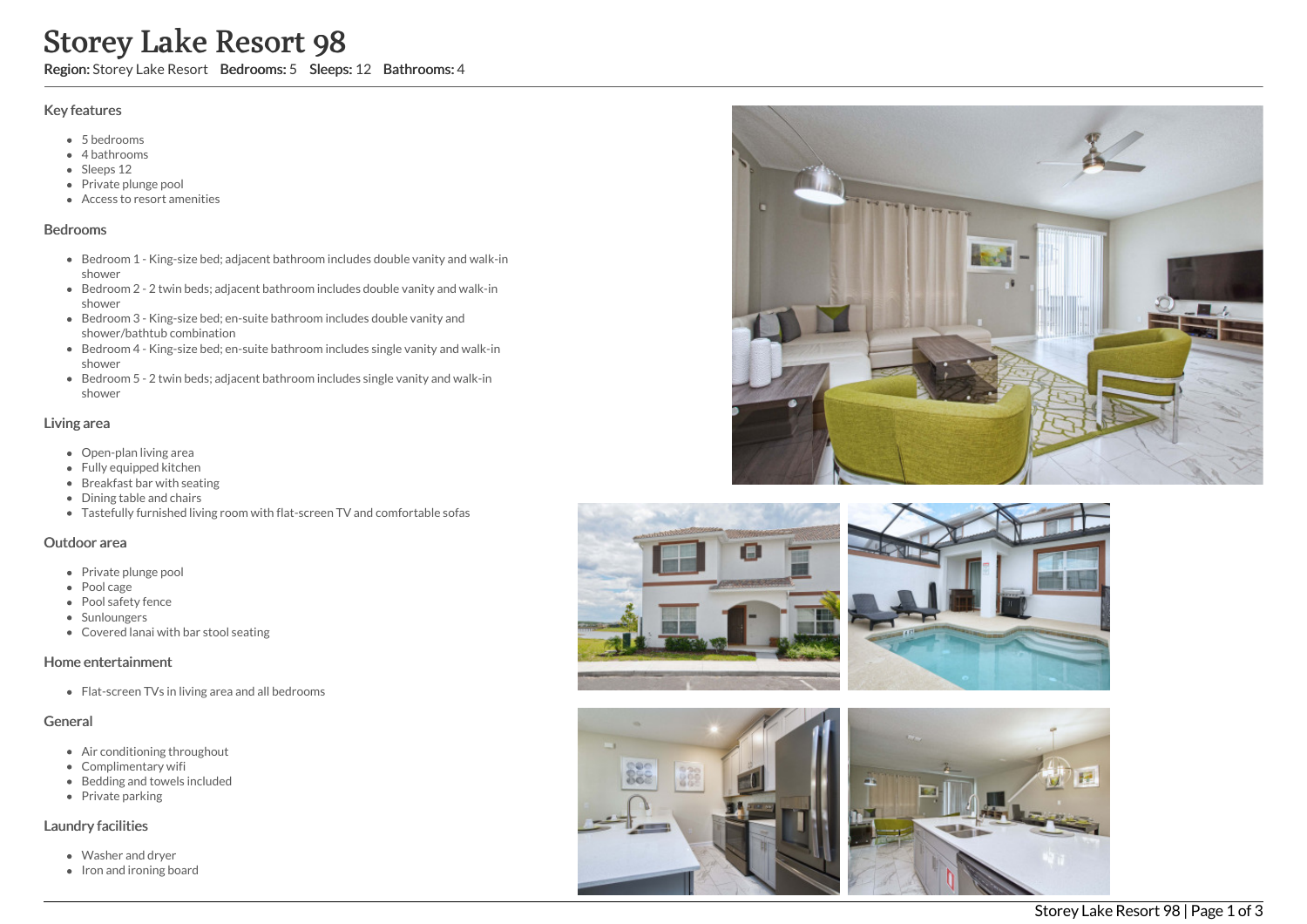# Storey Lake Resort 98

**Region:** Storey Lake Resort **Bedrooms:** 5 **Sleeps:** 12 **Bathrooms:** 4

## Key features

- 5 bedrooms
- 4 bathrooms
- Sleeps 12
- Private plunge pool
- Access to resort amenities

## Bedrooms

- Bedroom 1 - King-size bed; adjacent bathroom includes double vanity and walk-in shower
- Bedroom 2 - 2 twin beds; adjacent bathroom includes double vanity and walk-in shower
- Bedroom 3 - King-size bed; en-suite bathroom includes double vanity and shower/bathtub combination
- Bedroom 4 - King-size bed; en-suite bathroom includes single vanity and walk-in shower
- Bedroom 5 - 2 twin beds; adjacent bathroom includes single vanity and walk-in shower

## Living area

- Open-plan living area
- Fully equipped kitchen
- Breakfast bar with seating
- Dining table and chairs
- Tastefully furnished living room with flat-screen TV and comfortable sofas

## Outdoor area

- Private plunge pool
- Pool cage
- Pool safety fence
- Sunloungers
- Covered lanai with bar stool seating

## Home entertainment

- Flat-screen TVs in living area and all bedrooms

## General

- Air conditioning throughout
- Complimentary wifi
- Bedding and towels included
- Private parking

## Laundry facilities

- Washer and dryer
- Iron and ironing board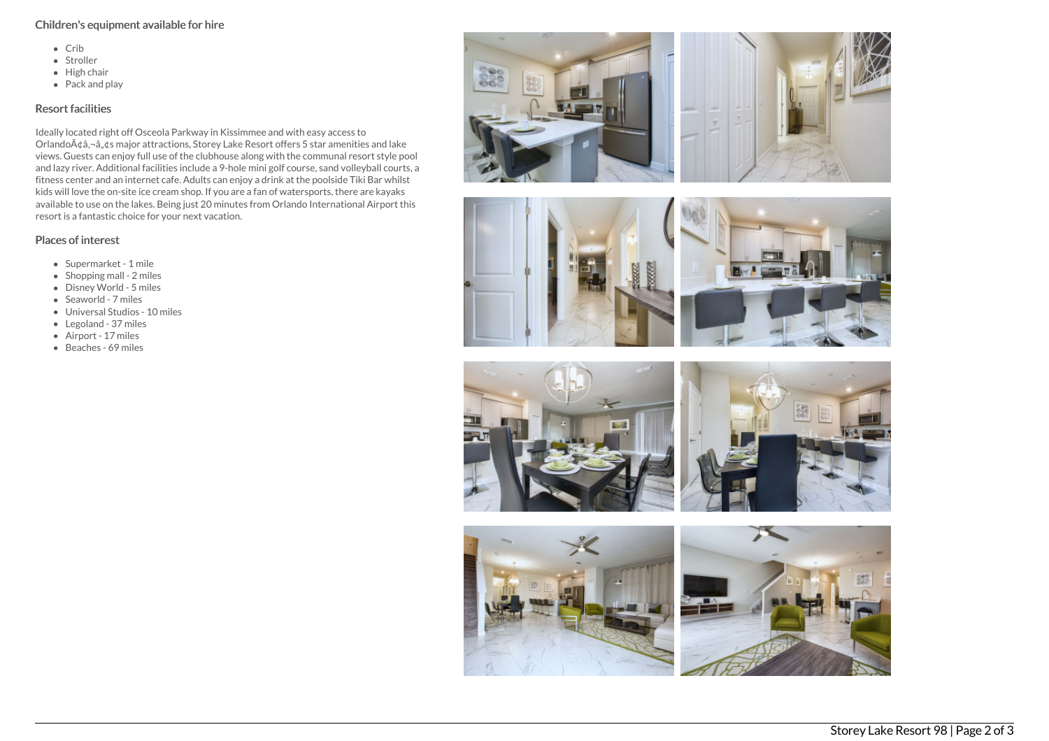## Children's equipment available for hire

- Crib
- Stroller
- High chair
- Pack and play

## Resort facilities

Ideally located right off Osceola Parkway in Kissimmee and with easy access to OrlandoÃ¢â‚¬â„¢s major attractions, Storey Lake Resort offers 5 star amenities and lake views. Guests can enjoy full use of the clubhouse along with the communal resort style pool and lazy river. Additional facilities include a 9-hole mini golf course, sand volleyball courts, a fitness center and an internet cafe. Adults can enjoy a drink at the poolside Tiki Bar whilst kids will love the on-site ice cream shop. If you are a fan of watersports, there are kayaks available to use on the lakes. Being just 20 minutes from Orlando International Airport this resort is a fantastic choice for your next vacation.

## Places of interest

- Supermarket - 1 mile
- Shopping mall - 2 miles
- Disney World - 5 miles
- Seaworld - 7 miles
- Universal Studios - 10 miles
- Legoland - 37 miles
- Airport - 17 miles
- Beaches - 69 miles